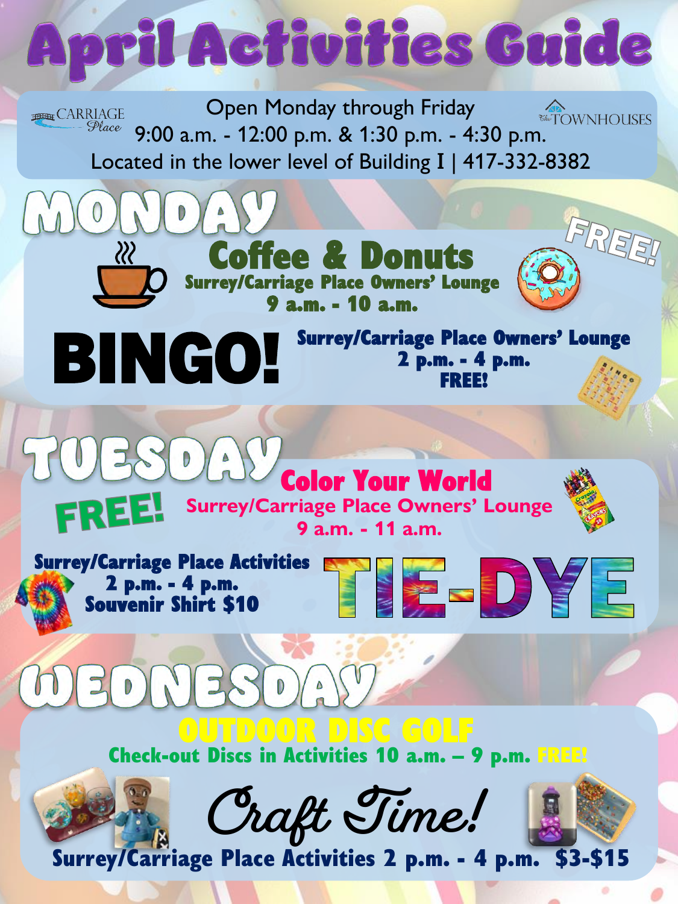# April Activities Guide

CARRIAGE Place | The TOWNHOUSES

Open Monday through Friday
9:00 a.m. - 12:00 p.m. & 1:30 p.m. - 4:30 p.m.
Located in the lower level of Building I | 417-332-8382

## MONDAY

**FREE!**

### Coffee & Donuts

**Surrey/Carriage Place Owners' Lounge**
**9 a.m. - 10 a.m.**

### BINGO!

**Surrey/Carriage Place Owners' Lounge**
**2 p.m. - 4 p.m.**
**FREE!**

## TUESDAY

### Color Your World

**FREE!**

**Surrey/Carriage Place Owners' Lounge**
**9 a.m. - 11 a.m.**

### TIE-DYE

**Surrey/Carriage Place Activities**
**2 p.m. - 4 p.m.**
**Souvenir Shirt $10**

## WEDNESDAY

### OUTDOOR DISC GOLF

**Check-out Discs in Activities 10 a.m. – 9 p.m. FREE!**

### Craft Time!

**Surrey/Carriage Place Activities 2 p.m. - 4 p.m. $3-$15**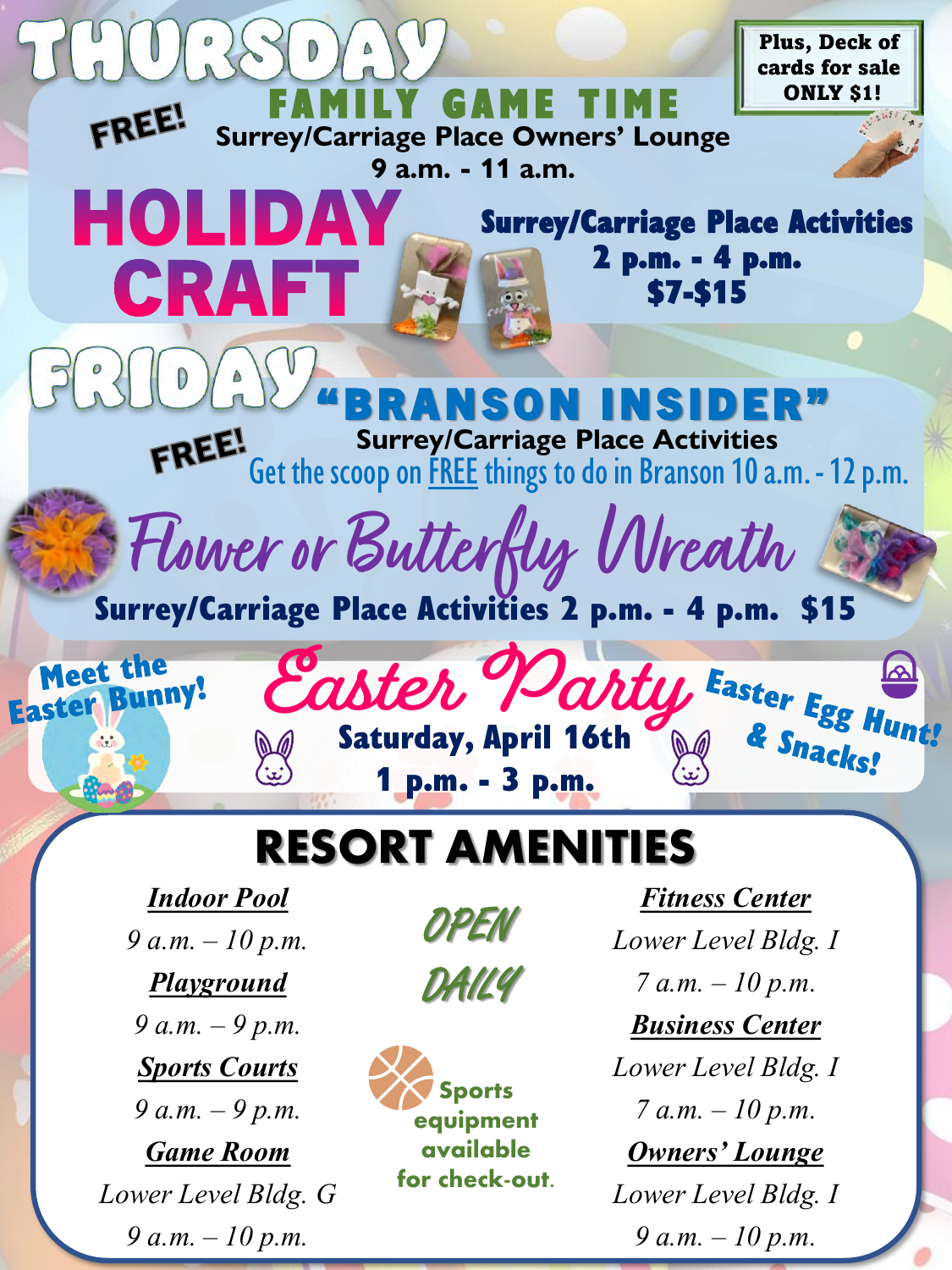# THURSDAY

## FAMILY GAME TIME

FREE!

Surrey/Carriage Place Owners' Lounge

9 a.m. - 11 a.m.

Plus, Deck of cards for sale ONLY $1!

## HOLIDAY CRAFT

Surrey/Carriage Place Activities

2 p.m. - 4 p.m.

$7-$15

# FRIDAY

## "BRANSON INSIDER"

FREE!

Surrey/Carriage Place Activities

Get the scoop on FREE things to do in Branson 10 a.m. - 12 p.m.

## Flower or Butterfly Wreath

Surrey/Carriage Place Activities 2 p.m. - 4 p.m. $15

## Easter Party

Meet the Easter Bunny!

Saturday, April 16th

1 p.m. - 3 p.m.

Easter Egg Hunt! & Snacks!

# RESORT AMENITIES

OPEN DAILY

***Indoor Pool***

*9 a.m. – 10 p.m.*

***Playground***

*9 a.m. – 9 p.m.*

***Sports Courts***

*9 a.m. – 9 p.m.*

***Game Room***

*Lower Level Bldg. G*

*9 a.m. – 10 p.m.*

***Fitness Center***

*Lower Level Bldg. I*

*7 a.m. – 10 p.m.*

***Business Center***

*Lower Level Bldg. I*

*7 a.m. – 10 p.m.*

***Owners' Lounge***

*Lower Level Bldg. I*

*9 a.m. – 10 p.m.*

Sports equipment available for check-out.